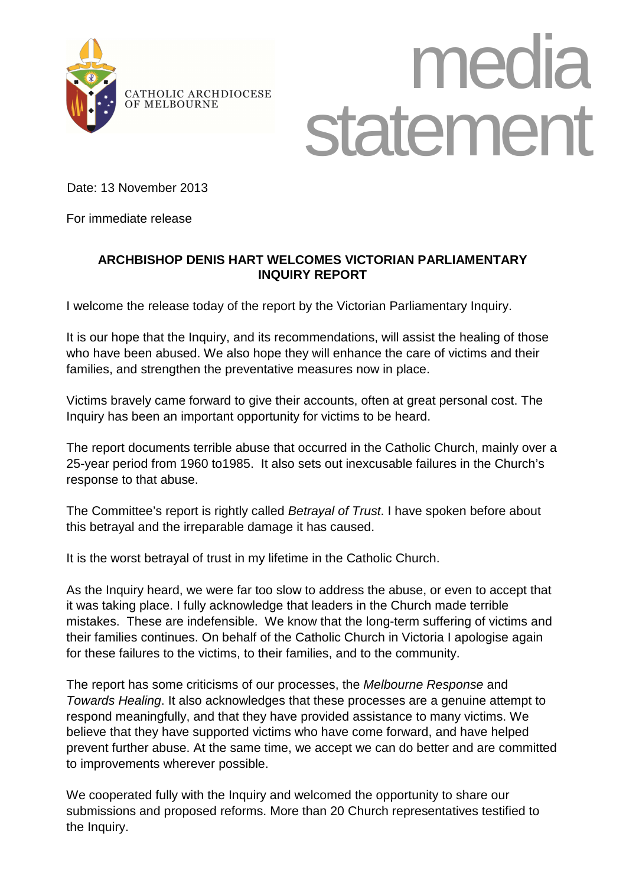CATHOLIC ARCHDIOCESE OF MELBOURNE

media statement

Date: 13 November 2013

For immediate release

**ARCHBISHOP DENIS HART WELCOMES VICTORIAN PARLIAMENTARY INQUIRY REPORT**

I welcome the release today of the report by the Victorian Parliamentary Inquiry.

It is our hope that the Inquiry, and its recommendations, will assist the healing of those who have been abused. We also hope they will enhance the care of victims and their families, and strengthen the preventative measures now in place.

Victims bravely came forward to give their accounts, often at great personal cost. The Inquiry has been an important opportunity for victims to be heard.

The report documents terrible abuse that occurred in the Catholic Church, mainly over a 25-year period from 1960 to1985. It also sets out inexcusable failures in the Church's response to that abuse.

The Committee's report is rightly called *Betrayal of Trust*. I have spoken before about this betrayal and the irreparable damage it has caused.

It is the worst betrayal of trust in my lifetime in the Catholic Church.

As the Inquiry heard, we were far too slow to address the abuse, or even to accept that it was taking place. I fully acknowledge that leaders in the Church made terrible mistakes. These are indefensible. We know that the long-term suffering of victims and their families continues. On behalf of the Catholic Church in Victoria I apologise again for these failures to the victims, to their families, and to the community.

The report has some criticisms of our processes, the *Melbourne Response* and *Towards Healing*. It also acknowledges that these processes are a genuine attempt to respond meaningfully, and that they have provided assistance to many victims. We believe that they have supported victims who have come forward, and have helped prevent further abuse. At the same time, we accept we can do better and are committed to improvements wherever possible.

We cooperated fully with the Inquiry and welcomed the opportunity to share our submissions and proposed reforms. More than 20 Church representatives testified to the Inquiry.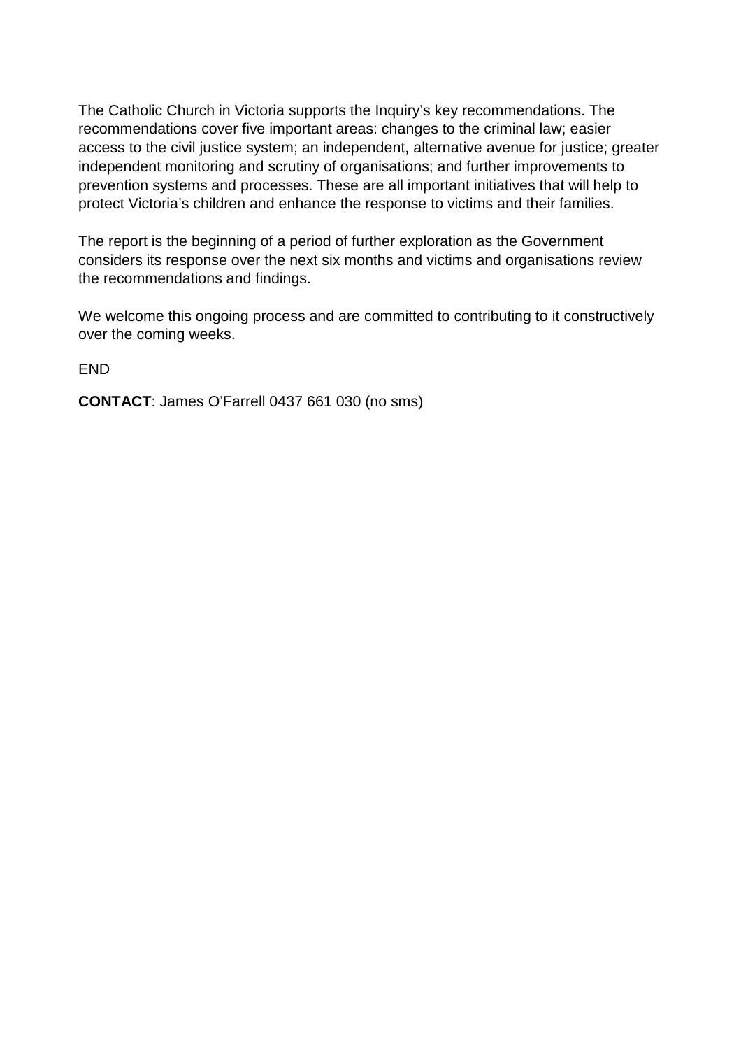The Catholic Church in Victoria supports the Inquiry's key recommendations. The recommendations cover five important areas: changes to the criminal law; easier access to the civil justice system; an independent, alternative avenue for justice; greater independent monitoring and scrutiny of organisations; and further improvements to prevention systems and processes. These are all important initiatives that will help to protect Victoria's children and enhance the response to victims and their families.

The report is the beginning of a period of further exploration as the Government considers its response over the next six months and victims and organisations review the recommendations and findings.

We welcome this ongoing process and are committed to contributing to it constructively over the coming weeks.

END

**CONTACT**: James O'Farrell 0437 661 030 (no sms)